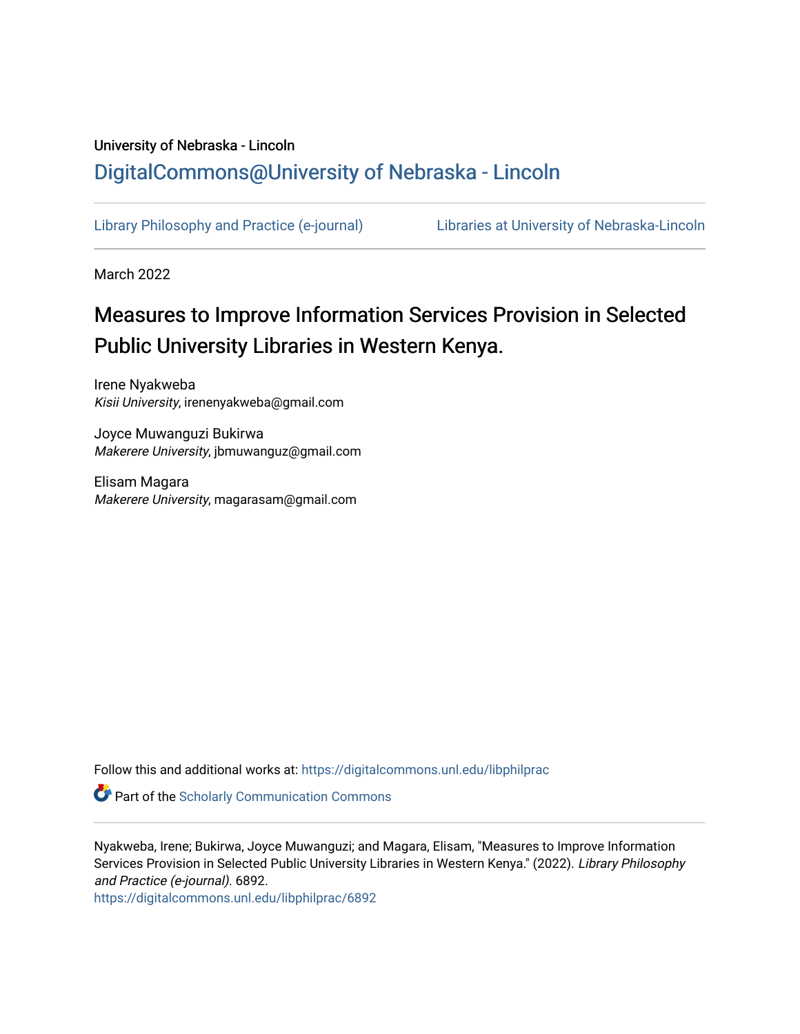University of Nebraska - Lincoln

## DigitalCommons@University of Nebraska - Lincoln

Library Philosophy and Practice (e-journal) Libraries at University of Nebraska-Lincoln

March 2022

# Measures to Improve Information Services Provision in Selected Public University Libraries in Western Kenya.

Irene Nyakweba
*Kisii University*, irenenyakweba@gmail.com

Joyce Muwanguzi Bukirwa
*Makerere University*, jbmuwanguz@gmail.com

Elisam Magara
*Makerere University*, magarasam@gmail.com

Follow this and additional works at: https://digitalcommons.unl.edu/libphilprac

Part of the Scholarly Communication Commons

Nyakweba, Irene; Bukirwa, Joyce Muwanguzi; and Magara, Elisam, "Measures to Improve Information Services Provision in Selected Public University Libraries in Western Kenya." (2022). *Library Philosophy and Practice (e-journal)*. 6892.
https://digitalcommons.unl.edu/libphilprac/6892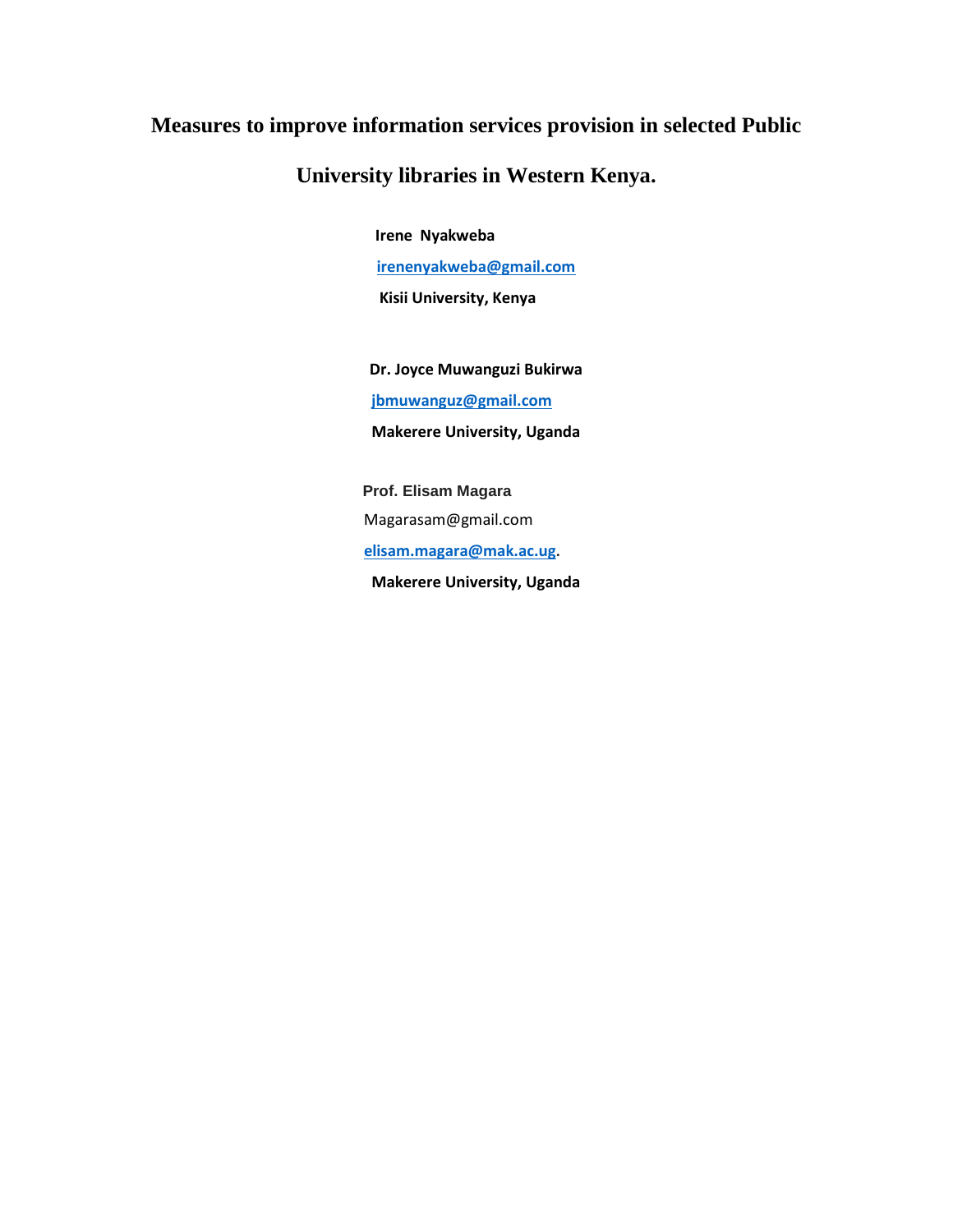# Measures to improve information services provision in selected Public University libraries in Western Kenya.

**Irene Nyakweba**

irenenyakweba@gmail.com

**Kisii University, Kenya**

**Dr. Joyce Muwanguzi Bukirwa**

jbmuwanguz@gmail.com

**Makerere University, Uganda**

**Prof. Elisam Magara**

Magarasam@gmail.com

elisam.magara@mak.ac.ug.

**Makerere University, Uganda**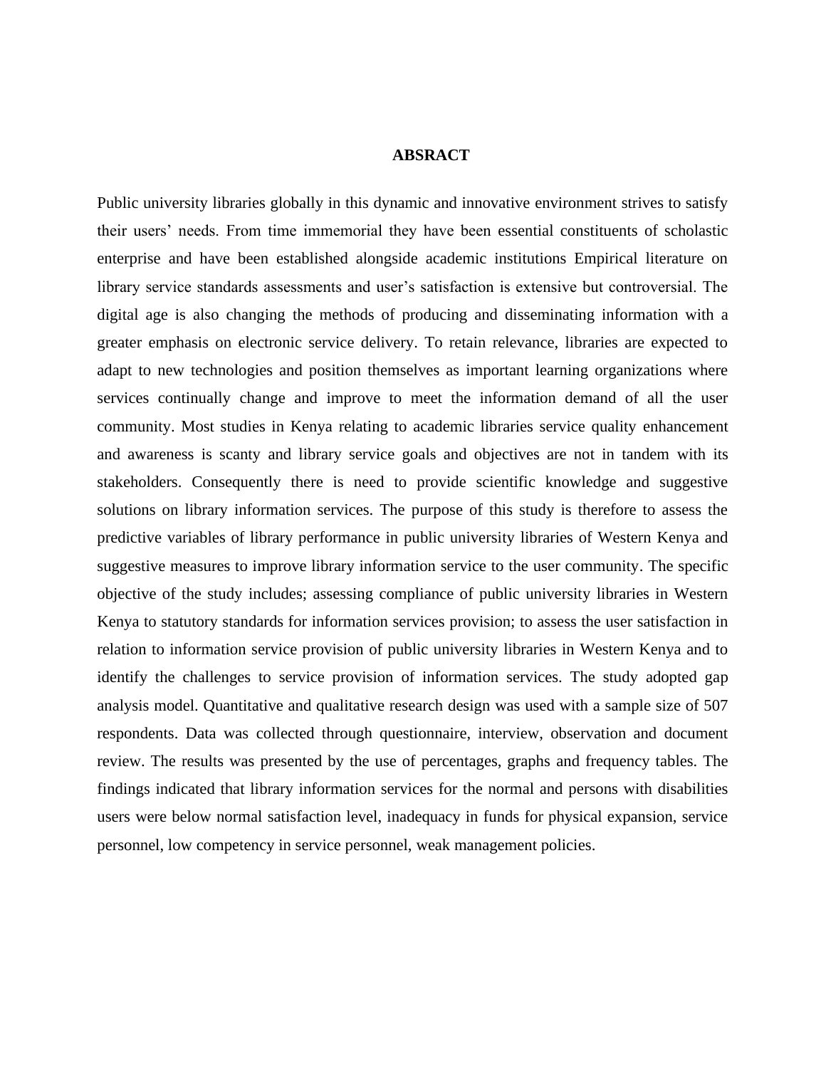# ABSRACT

Public university libraries globally in this dynamic and innovative environment strives to satisfy their users' needs. From time immemorial they have been essential constituents of scholastic enterprise and have been established alongside academic institutions Empirical literature on library service standards assessments and user's satisfaction is extensive but controversial. The digital age is also changing the methods of producing and disseminating information with a greater emphasis on electronic service delivery. To retain relevance, libraries are expected to adapt to new technologies and position themselves as important learning organizations where services continually change and improve to meet the information demand of all the user community. Most studies in Kenya relating to academic libraries service quality enhancement and awareness is scanty and library service goals and objectives are not in tandem with its stakeholders. Consequently there is need to provide scientific knowledge and suggestive solutions on library information services. The purpose of this study is therefore to assess the predictive variables of library performance in public university libraries of Western Kenya and suggestive measures to improve library information service to the user community. The specific objective of the study includes; assessing compliance of public university libraries in Western Kenya to statutory standards for information services provision; to assess the user satisfaction in relation to information service provision of public university libraries in Western Kenya and to identify the challenges to service provision of information services. The study adopted gap analysis model. Quantitative and qualitative research design was used with a sample size of 507 respondents. Data was collected through questionnaire, interview, observation and document review. The results was presented by the use of percentages, graphs and frequency tables. The findings indicated that library information services for the normal and persons with disabilities users were below normal satisfaction level, inadequacy in funds for physical expansion, service personnel, low competency in service personnel, weak management policies.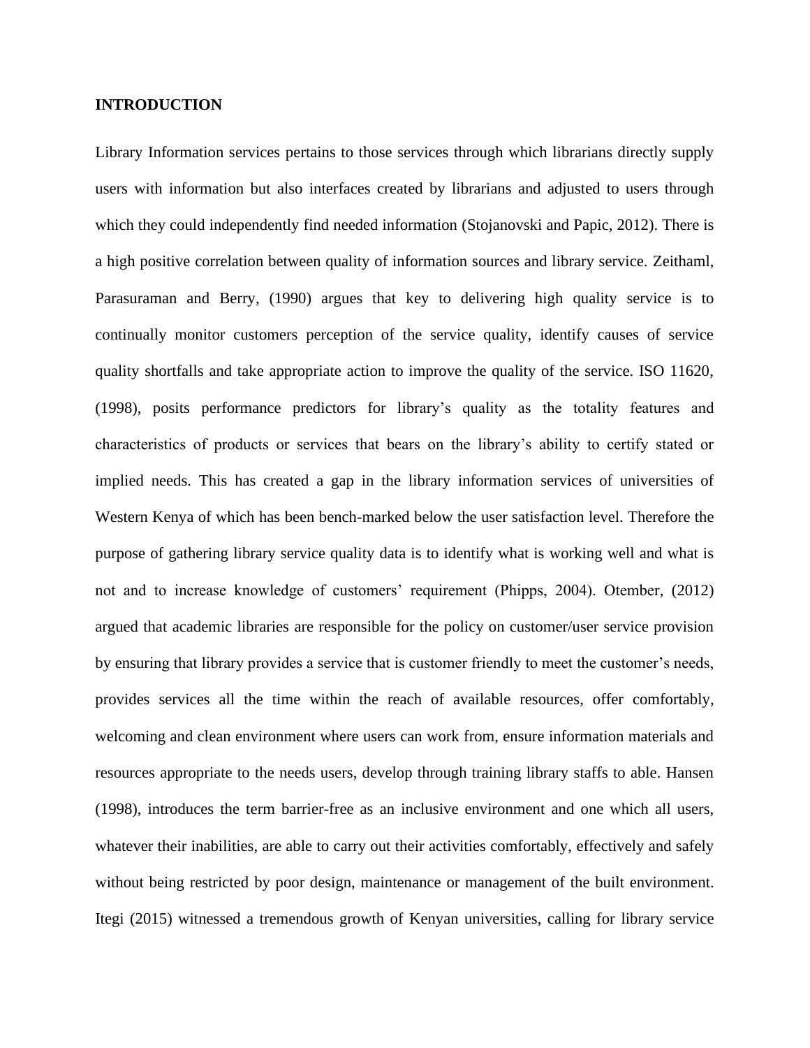**INTRODUCTION**

Library Information services pertains to those services through which librarians directly supply users with information but also interfaces created by librarians and adjusted to users through which they could independently find needed information (Stojanovski and Papic, 2012). There is a high positive correlation between quality of information sources and library service. Zeithaml, Parasuraman and Berry, (1990) argues that key to delivering high quality service is to continually monitor customers perception of the service quality, identify causes of service quality shortfalls and take appropriate action to improve the quality of the service. ISO 11620, (1998), posits performance predictors for library's quality as the totality features and characteristics of products or services that bears on the library's ability to certify stated or implied needs. This has created a gap in the library information services of universities of Western Kenya of which has been bench-marked below the user satisfaction level. Therefore the purpose of gathering library service quality data is to identify what is working well and what is not and to increase knowledge of customers' requirement (Phipps, 2004). Otember, (2012) argued that academic libraries are responsible for the policy on customer/user service provision by ensuring that library provides a service that is customer friendly to meet the customer's needs, provides services all the time within the reach of available resources, offer comfortably, welcoming and clean environment where users can work from, ensure information materials and resources appropriate to the needs users, develop through training library staffs to able. Hansen (1998), introduces the term barrier-free as an inclusive environment and one which all users, whatever their inabilities, are able to carry out their activities comfortably, effectively and safely without being restricted by poor design, maintenance or management of the built environment. Itegi (2015) witnessed a tremendous growth of Kenyan universities, calling for library service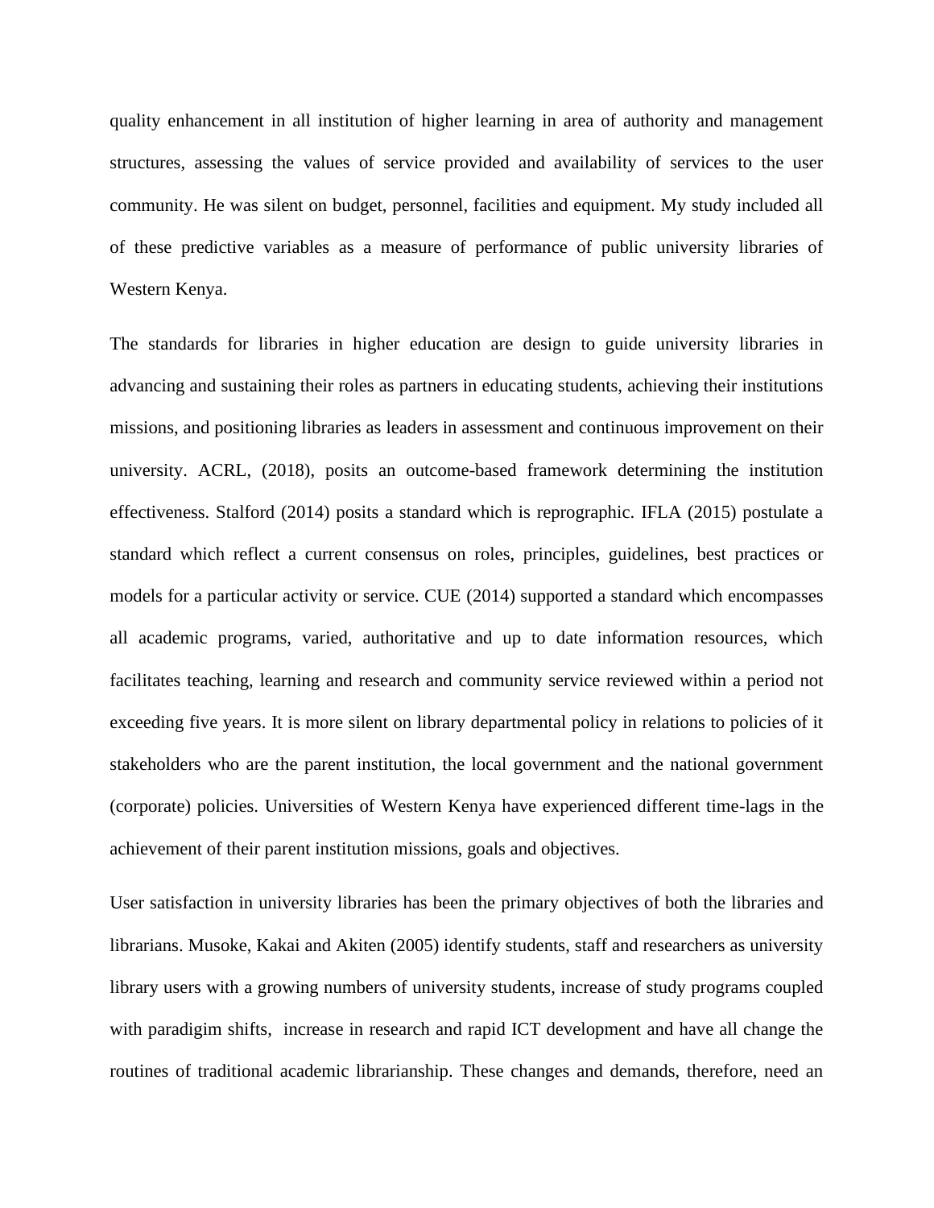quality enhancement in all institution of higher learning in area of authority and management structures, assessing the values of service provided and availability of services to the user community. He was silent on budget, personnel, facilities and equipment. My study included all of these predictive variables as a measure of performance of public university libraries of Western Kenya.

The standards for libraries in higher education are design to guide university libraries in advancing and sustaining their roles as partners in educating students, achieving their institutions missions, and positioning libraries as leaders in assessment and continuous improvement on their university. ACRL, (2018), posits an outcome-based framework determining the institution effectiveness. Stalford (2014) posits a standard which is reprographic. IFLA (2015) postulate a standard which reflect a current consensus on roles, principles, guidelines, best practices or models for a particular activity or service. CUE (2014) supported a standard which encompasses all academic programs, varied, authoritative and up to date information resources, which facilitates teaching, learning and research and community service reviewed within a period not exceeding five years. It is more silent on library departmental policy in relations to policies of it stakeholders who are the parent institution, the local government and the national government (corporate) policies. Universities of Western Kenya have experienced different time-lags in the achievement of their parent institution missions, goals and objectives.

User satisfaction in university libraries has been the primary objectives of both the libraries and librarians. Musoke, Kakai and Akiten (2005) identify students, staff and researchers as university library users with a growing numbers of university students, increase of study programs coupled with paradigim shifts, increase in research and rapid ICT development and have all change the routines of traditional academic librarianship. These changes and demands, therefore, need an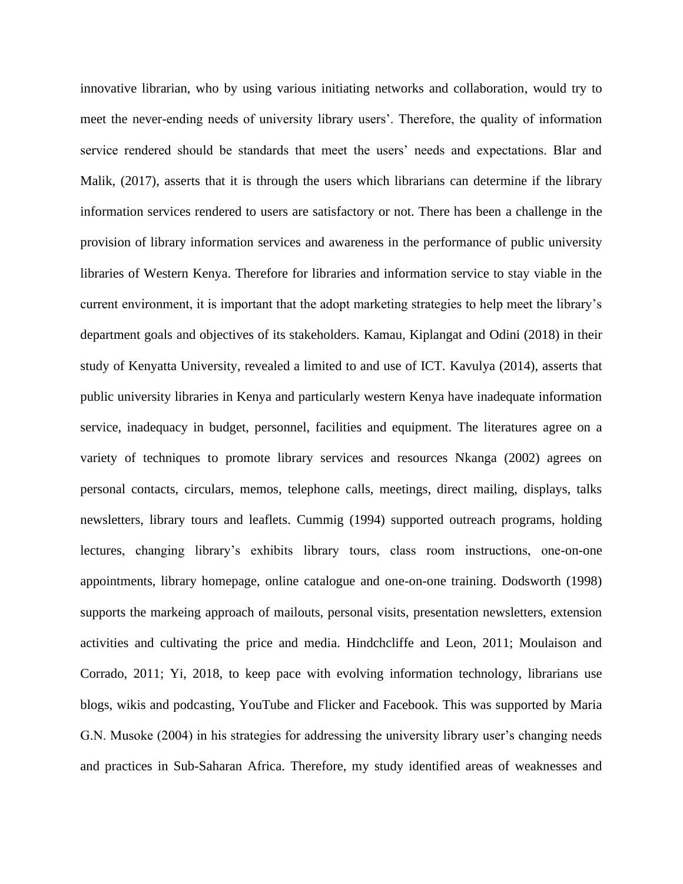innovative librarian, who by using various initiating networks and collaboration, would try to meet the never-ending needs of university library users'. Therefore, the quality of information service rendered should be standards that meet the users' needs and expectations. Blar and Malik, (2017), asserts that it is through the users which librarians can determine if the library information services rendered to users are satisfactory or not. There has been a challenge in the provision of library information services and awareness in the performance of public university libraries of Western Kenya. Therefore for libraries and information service to stay viable in the current environment, it is important that the adopt marketing strategies to help meet the library's department goals and objectives of its stakeholders. Kamau, Kiplangat and Odini (2018) in their study of Kenyatta University, revealed a limited to and use of ICT. Kavulya (2014), asserts that public university libraries in Kenya and particularly western Kenya have inadequate information service, inadequacy in budget, personnel, facilities and equipment. The literatures agree on a variety of techniques to promote library services and resources Nkanga (2002) agrees on personal contacts, circulars, memos, telephone calls, meetings, direct mailing, displays, talks newsletters, library tours and leaflets. Cummig (1994) supported outreach programs, holding lectures, changing library's exhibits library tours, class room instructions, one-on-one appointments, library homepage, online catalogue and one-on-one training. Dodsworth (1998) supports the markeing approach of mailouts, personal visits, presentation newsletters, extension activities and cultivating the price and media. Hindchcliffe and Leon, 2011; Moulaison and Corrado, 2011; Yi, 2018, to keep pace with evolving information technology, librarians use blogs, wikis and podcasting, YouTube and Flicker and Facebook. This was supported by Maria G.N. Musoke (2004) in his strategies for addressing the university library user's changing needs and practices in Sub-Saharan Africa. Therefore, my study identified areas of weaknesses and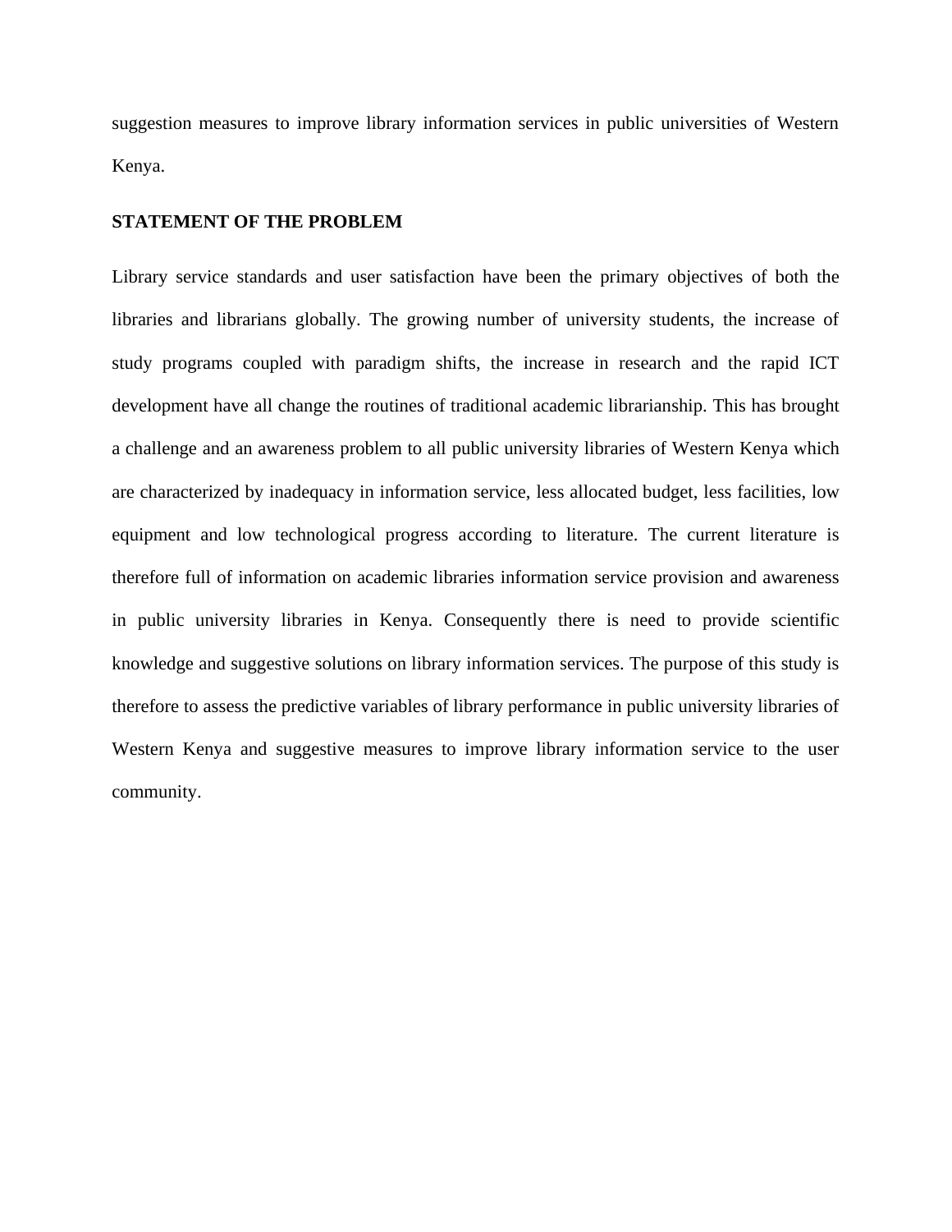suggestion measures to improve library information services in public universities of Western Kenya.

## STATEMENT OF THE PROBLEM

Library service standards and user satisfaction have been the primary objectives of both the libraries and librarians globally. The growing number of university students, the increase of study programs coupled with paradigm shifts, the increase in research and the rapid ICT development have all change the routines of traditional academic librarianship. This has brought a challenge and an awareness problem to all public university libraries of Western Kenya which are characterized by inadequacy in information service, less allocated budget, less facilities, low equipment and low technological progress according to literature. The current literature is therefore full of information on academic libraries information service provision and awareness in public university libraries in Kenya. Consequently there is need to provide scientific knowledge and suggestive solutions on library information services. The purpose of this study is therefore to assess the predictive variables of library performance in public university libraries of Western Kenya and suggestive measures to improve library information service to the user community.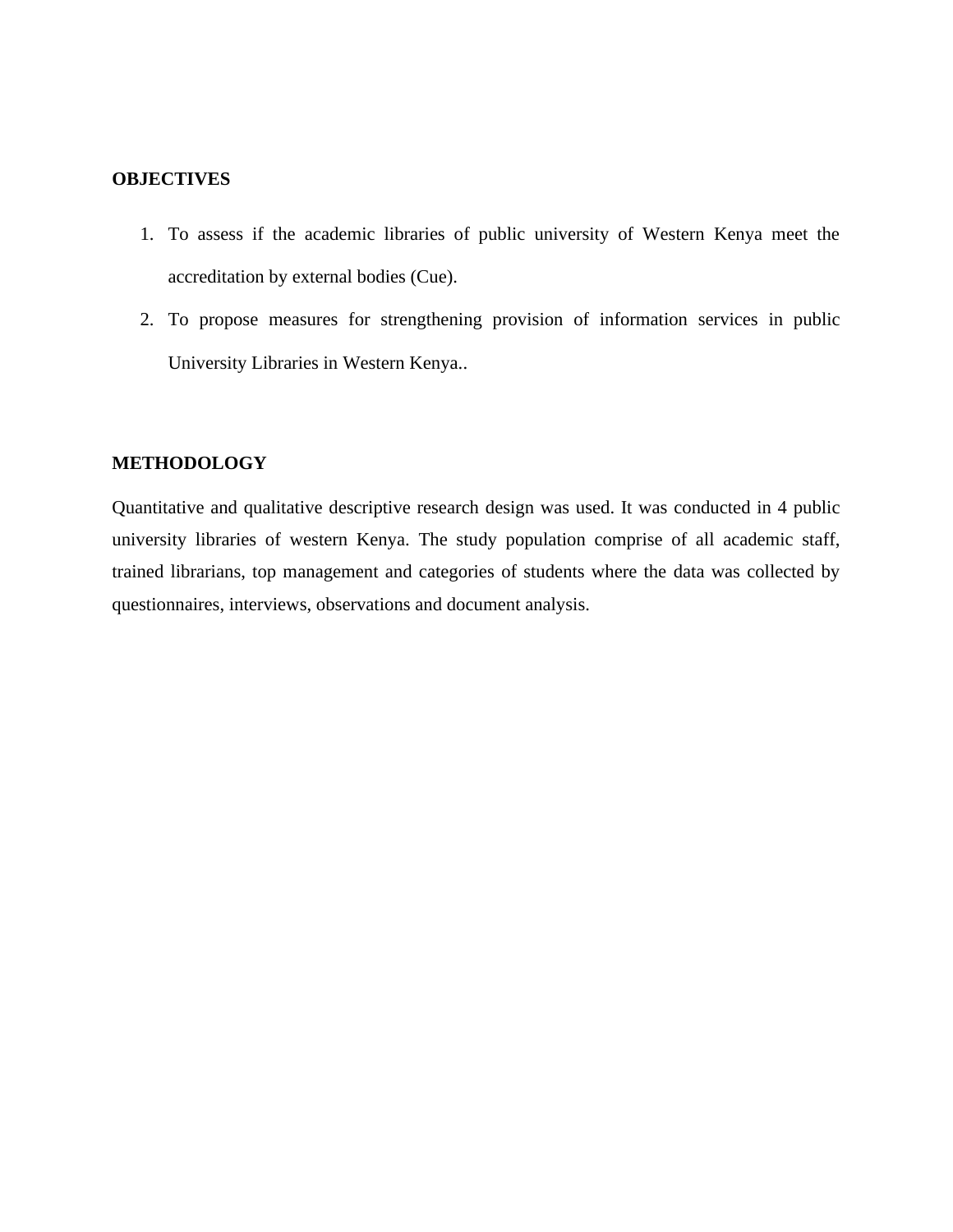**OBJECTIVES**

1. To assess if the academic libraries of public university of Western Kenya meet the accreditation by external bodies (Cue).
2. To propose measures for strengthening provision of information services in public University Libraries in Western Kenya..

**METHODOLOGY**

Quantitative and qualitative descriptive research design was used. It was conducted in 4 public university libraries of western Kenya. The study population comprise of all academic staff, trained librarians, top management and categories of students where the data was collected by questionnaires, interviews, observations and document analysis.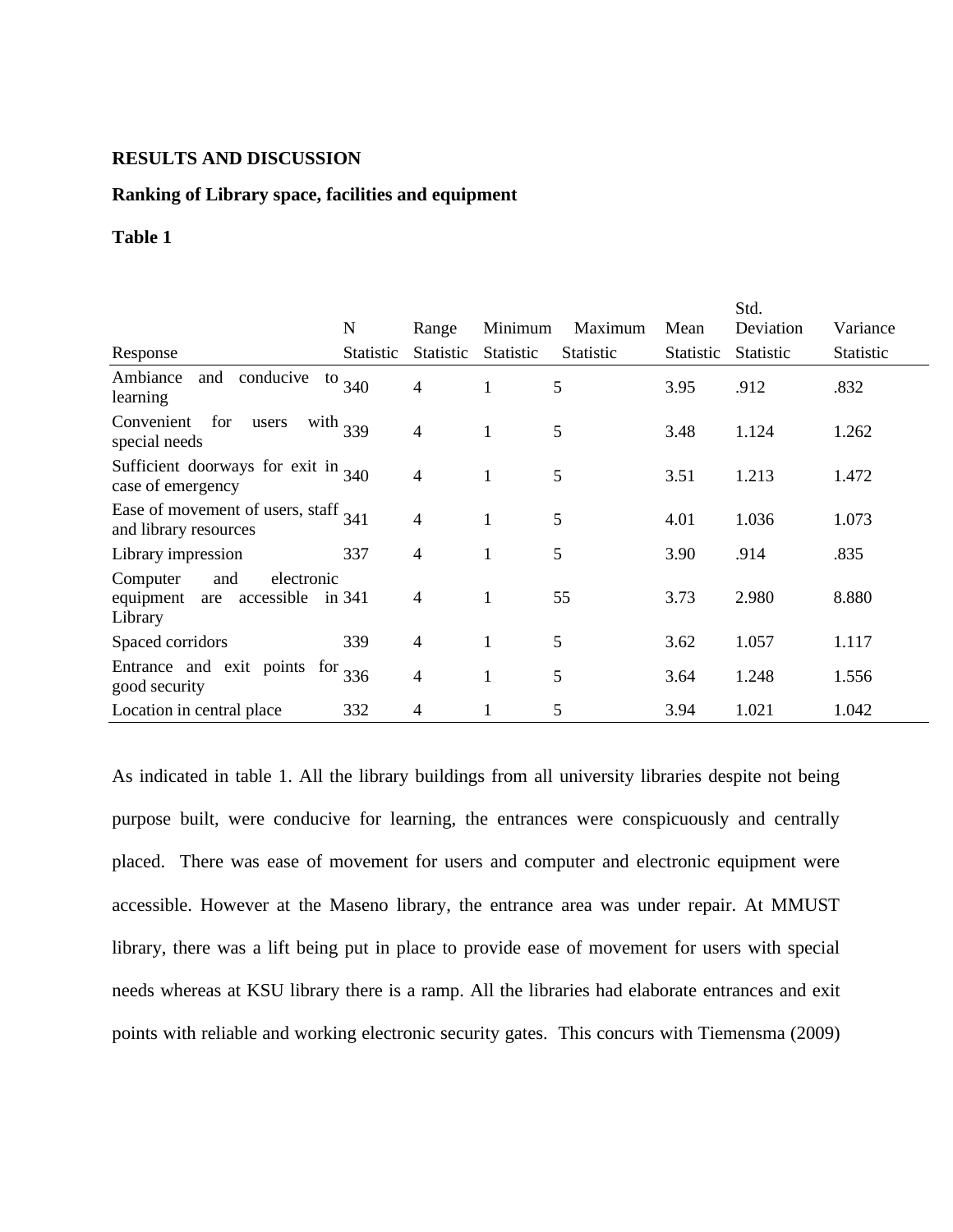## RESULTS AND DISCUSSION

### Ranking of Library space, facilities and equipment

**Table 1**

| Response | N Statistic | Range Statistic | Minimum Statistic | Maximum Statistic | Mean Statistic | Std. Deviation Statistic | Variance Statistic |
|---|---|---|---|---|---|---|---|
| Ambiance and conducive to learning | 340 | 4 | 1 | 5 | 3.95 | .912 | .832 |
| Convenient for users with special needs | 339 | 4 | 1 | 5 | 3.48 | 1.124 | 1.262 |
| Sufficient doorways for exit in case of emergency | 340 | 4 | 1 | 5 | 3.51 | 1.213 | 1.472 |
| Ease of movement of users, staff and library resources | 341 | 4 | 1 | 5 | 4.01 | 1.036 | 1.073 |
| Library impression | 337 | 4 | 1 | 5 | 3.90 | .914 | .835 |
| Computer and electronic equipment are accessible in Library | 341 | 4 | 1 | 55 | 3.73 | 2.980 | 8.880 |
| Spaced corridors | 339 | 4 | 1 | 5 | 3.62 | 1.057 | 1.117 |
| Entrance and exit points for good security | 336 | 4 | 1 | 5 | 3.64 | 1.248 | 1.556 |
| Location in central place | 332 | 4 | 1 | 5 | 3.94 | 1.021 | 1.042 |

As indicated in table 1. All the library buildings from all university libraries despite not being purpose built, were conducive for learning, the entrances were conspicuously and centrally placed. There was ease of movement for users and computer and electronic equipment were accessible. However at the Maseno library, the entrance area was under repair. At MMUST library, there was a lift being put in place to provide ease of movement for users with special needs whereas at KSU library there is a ramp. All the libraries had elaborate entrances and exit points with reliable and working electronic security gates. This concurs with Tiemensma (2009)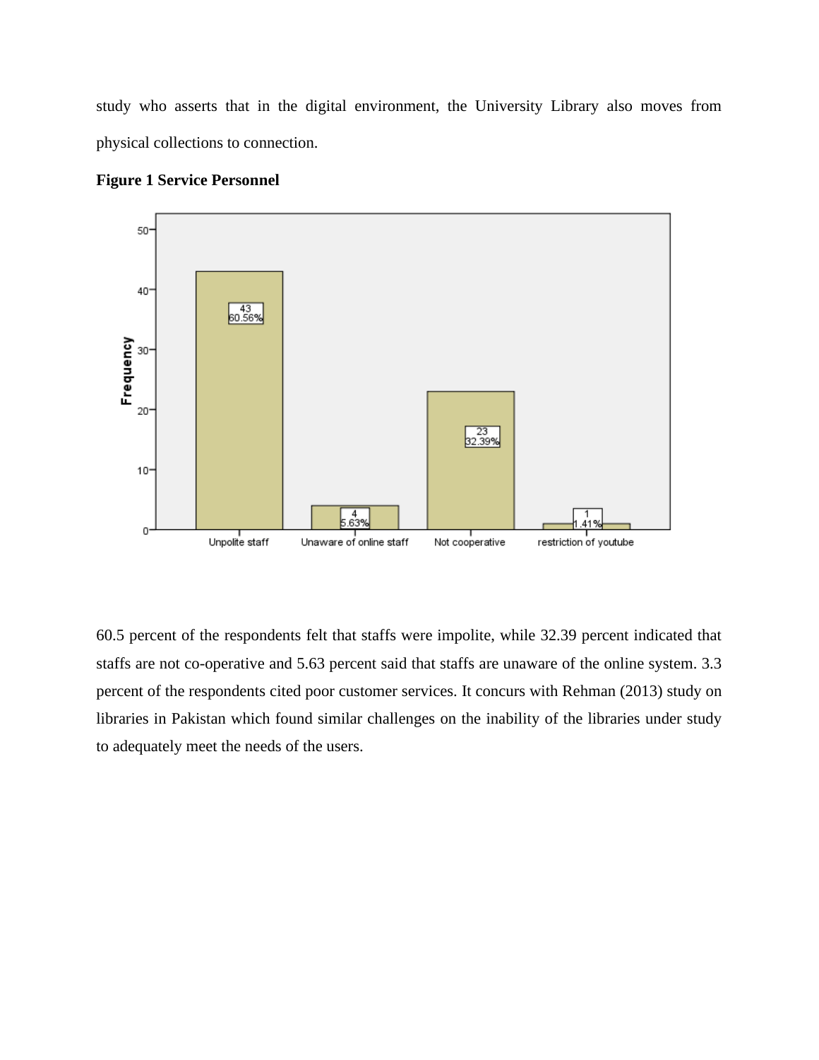study who asserts that in the digital environment, the University Library also moves from physical collections to connection.

**Figure 1 Service Personnel**

60.5 percent of the respondents felt that staffs were impolite, while 32.39 percent indicated that staffs are not co-operative and 5.63 percent said that staffs are unaware of the online system. 3.3 percent of the respondents cited poor customer services. It concurs with Rehman (2013) study on libraries in Pakistan which found similar challenges on the inability of the libraries under study to adequately meet the needs of the users.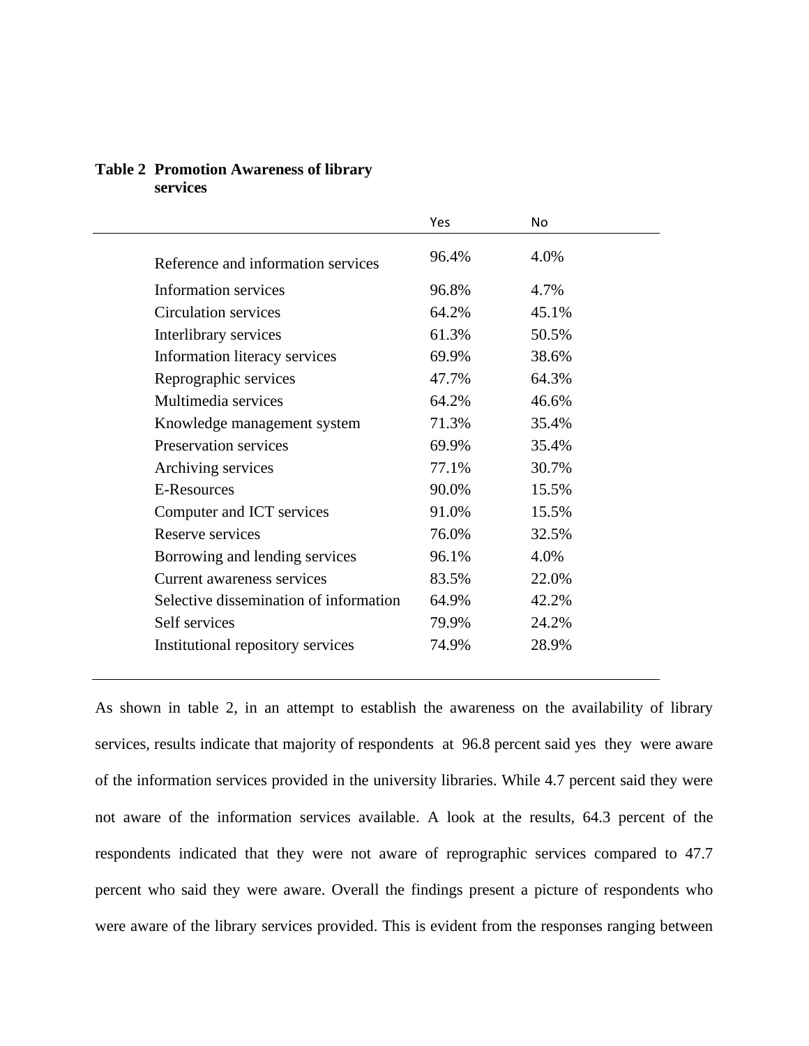**Table 2 Promotion Awareness of library services**

| | Yes | No |
|---|---|---|
| Reference and information services | 96.4% | 4.0% |
| Information services | 96.8% | 4.7% |
| Circulation services | 64.2% | 45.1% |
| Interlibrary services | 61.3% | 50.5% |
| Information literacy services | 69.9% | 38.6% |
| Reprographic services | 47.7% | 64.3% |
| Multimedia services | 64.2% | 46.6% |
| Knowledge management system | 71.3% | 35.4% |
| Preservation services | 69.9% | 35.4% |
| Archiving services | 77.1% | 30.7% |
| E-Resources | 90.0% | 15.5% |
| Computer and ICT services | 91.0% | 15.5% |
| Reserve services | 76.0% | 32.5% |
| Borrowing and lending services | 96.1% | 4.0% |
| Current awareness services | 83.5% | 22.0% |
| Selective dissemination of information | 64.9% | 42.2% |
| Self services | 79.9% | 24.2% |
| Institutional repository services | 74.9% | 28.9% |

As shown in table 2, in an attempt to establish the awareness on the availability of library services, results indicate that majority of respondents at 96.8 percent said yes they were aware of the information services provided in the university libraries. While 4.7 percent said they were not aware of the information services available. A look at the results, 64.3 percent of the respondents indicated that they were not aware of reprographic services compared to 47.7 percent who said they were aware. Overall the findings present a picture of respondents who were aware of the library services provided. This is evident from the responses ranging between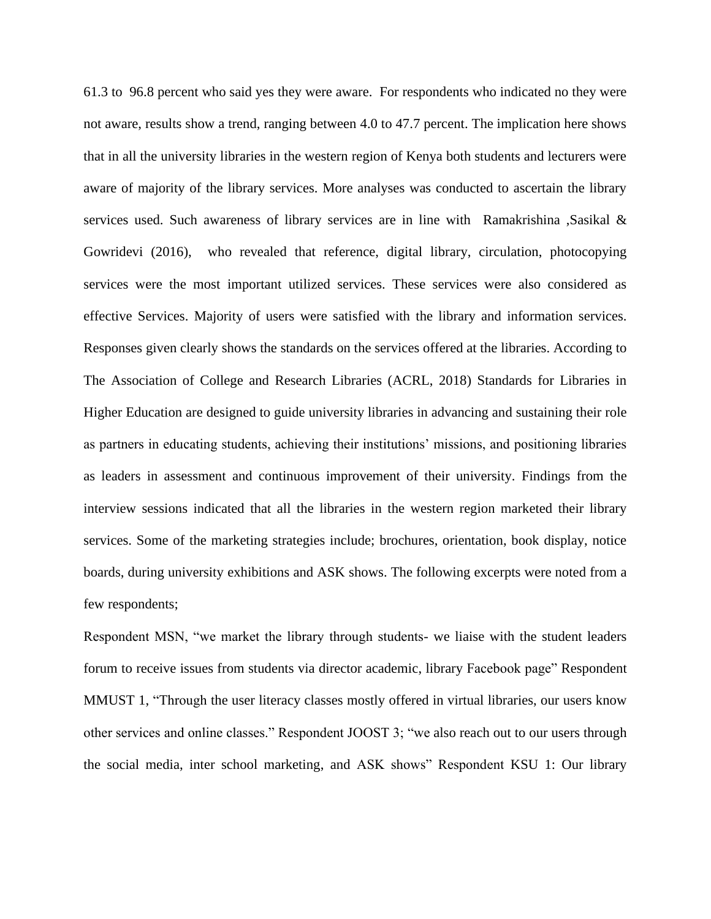61.3 to 96.8 percent who said yes they were aware. For respondents who indicated no they were not aware, results show a trend, ranging between 4.0 to 47.7 percent. The implication here shows that in all the university libraries in the western region of Kenya both students and lecturers were aware of majority of the library services. More analyses was conducted to ascertain the library services used. Such awareness of library services are in line with Ramakrishina ,Sasikal & Gowridevi (2016), who revealed that reference, digital library, circulation, photocopying services were the most important utilized services. These services were also considered as effective Services. Majority of users were satisfied with the library and information services. Responses given clearly shows the standards on the services offered at the libraries. According to The Association of College and Research Libraries (ACRL, 2018) Standards for Libraries in Higher Education are designed to guide university libraries in advancing and sustaining their role as partners in educating students, achieving their institutions' missions, and positioning libraries as leaders in assessment and continuous improvement of their university. Findings from the interview sessions indicated that all the libraries in the western region marketed their library services. Some of the marketing strategies include; brochures, orientation, book display, notice boards, during university exhibitions and ASK shows. The following excerpts were noted from a few respondents;

Respondent MSN, "we market the library through students- we liaise with the student leaders forum to receive issues from students via director academic, library Facebook page" Respondent MMUST 1, "Through the user literacy classes mostly offered in virtual libraries, our users know other services and online classes." Respondent JOOST 3; "we also reach out to our users through the social media, inter school marketing, and ASK shows" Respondent KSU 1: Our library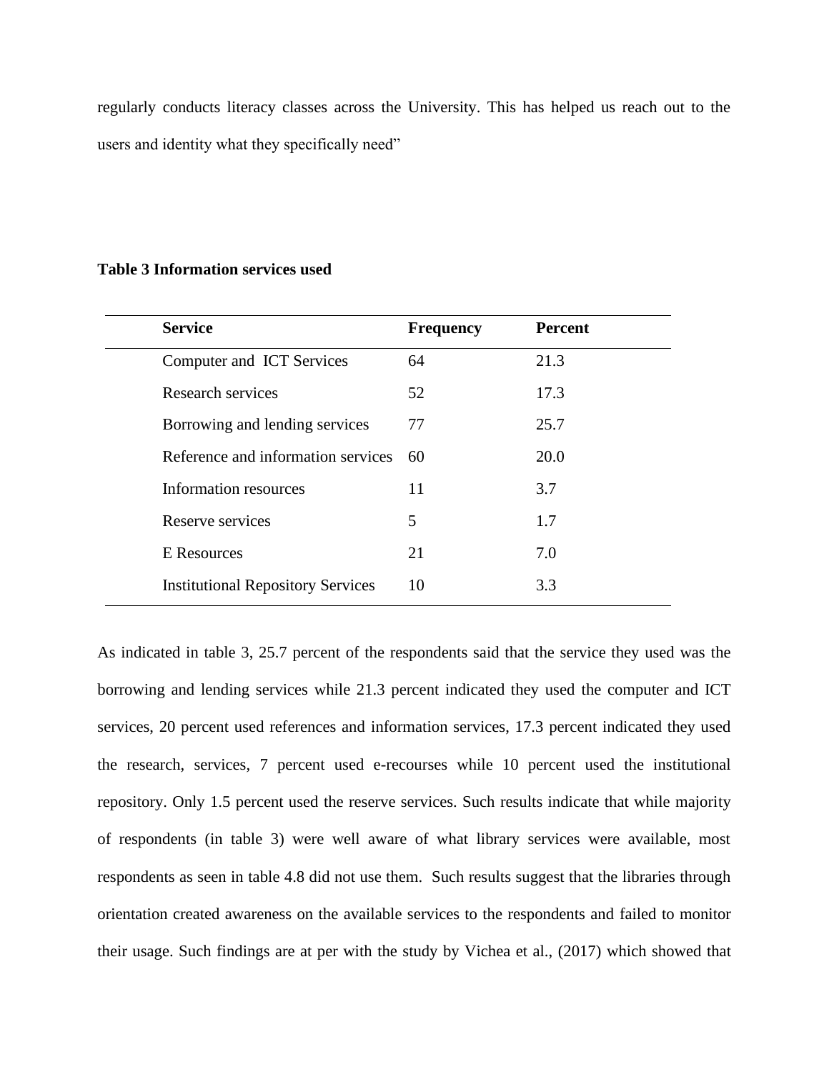regularly conducts literacy classes across the University. This has helped us reach out to the users and identity what they specifically need"

**Table 3 Information services used**

| Service | Frequency | Percent |
|---|---|---|
| Computer and ICT Services | 64 | 21.3 |
| Research services | 52 | 17.3 |
| Borrowing and lending services | 77 | 25.7 |
| Reference and information services | 60 | 20.0 |
| Information resources | 11 | 3.7 |
| Reserve services | 5 | 1.7 |
| E Resources | 21 | 7.0 |
| Institutional Repository Services | 10 | 3.3 |

As indicated in table 3, 25.7 percent of the respondents said that the service they used was the borrowing and lending services while 21.3 percent indicated they used the computer and ICT services, 20 percent used references and information services, 17.3 percent indicated they used the research, services, 7 percent used e-recourses while 10 percent used the institutional repository. Only 1.5 percent used the reserve services. Such results indicate that while majority of respondents (in table 3) were well aware of what library services were available, most respondents as seen in table 4.8 did not use them. Such results suggest that the libraries through orientation created awareness on the available services to the respondents and failed to monitor their usage. Such findings are at per with the study by Vichea et al., (2017) which showed that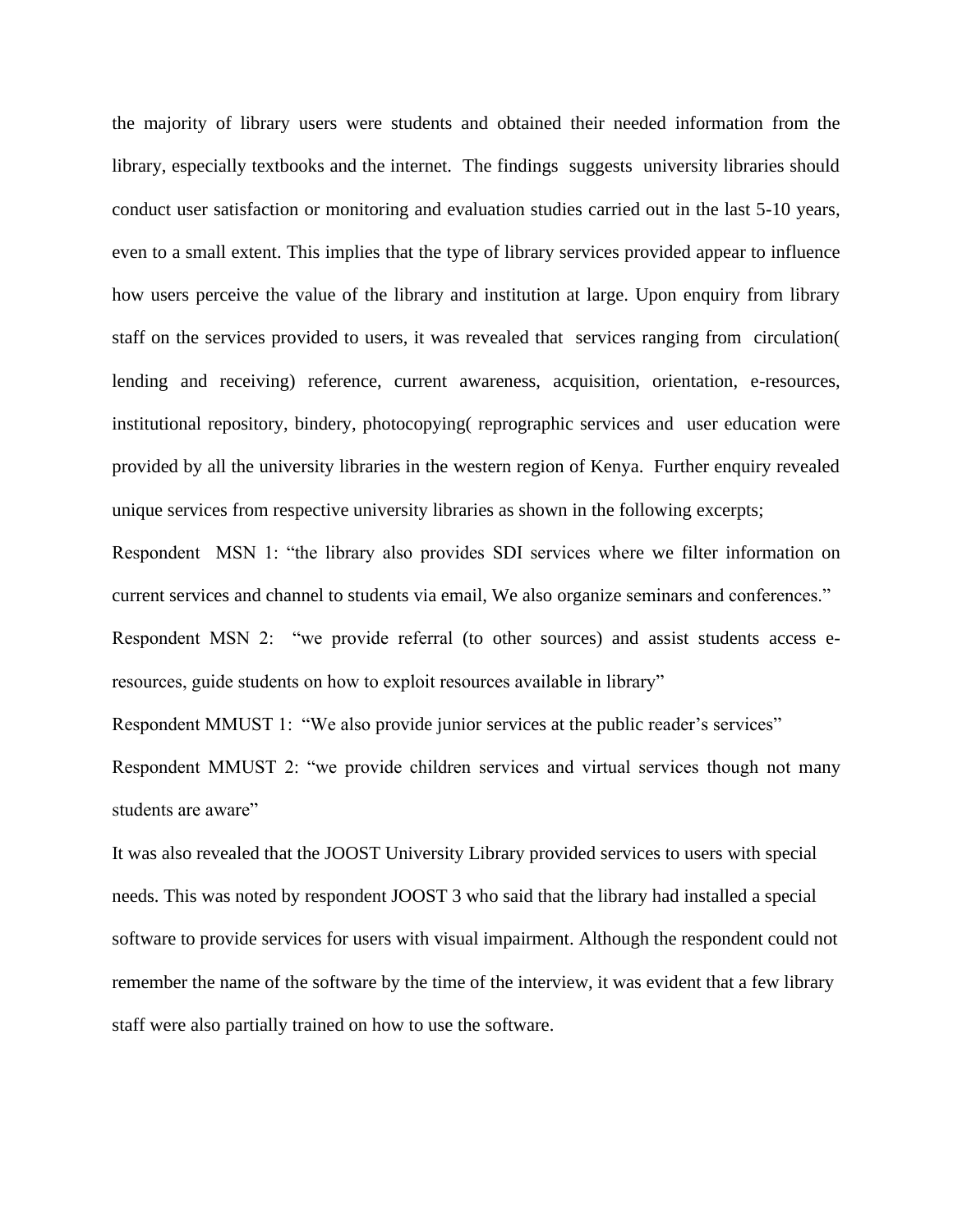the majority of library users were students and obtained their needed information from the library, especially textbooks and the internet. The findings suggests university libraries should conduct user satisfaction or monitoring and evaluation studies carried out in the last 5-10 years, even to a small extent. This implies that the type of library services provided appear to influence how users perceive the value of the library and institution at large. Upon enquiry from library staff on the services provided to users, it was revealed that services ranging from circulation( lending and receiving) reference, current awareness, acquisition, orientation, e-resources, institutional repository, bindery, photocopying( reprographic services and user education were provided by all the university libraries in the western region of Kenya. Further enquiry revealed unique services from respective university libraries as shown in the following excerpts;

Respondent MSN 1: "the library also provides SDI services where we filter information on current services and channel to students via email, We also organize seminars and conferences."

Respondent MSN 2: "we provide referral (to other sources) and assist students access e-resources, guide students on how to exploit resources available in library"

Respondent MMUST 1: "We also provide junior services at the public reader's services"

Respondent MMUST 2: "we provide children services and virtual services though not many students are aware"

It was also revealed that the JOOST University Library provided services to users with special needs. This was noted by respondent JOOST 3 who said that the library had installed a special software to provide services for users with visual impairment. Although the respondent could not remember the name of the software by the time of the interview, it was evident that a few library staff were also partially trained on how to use the software.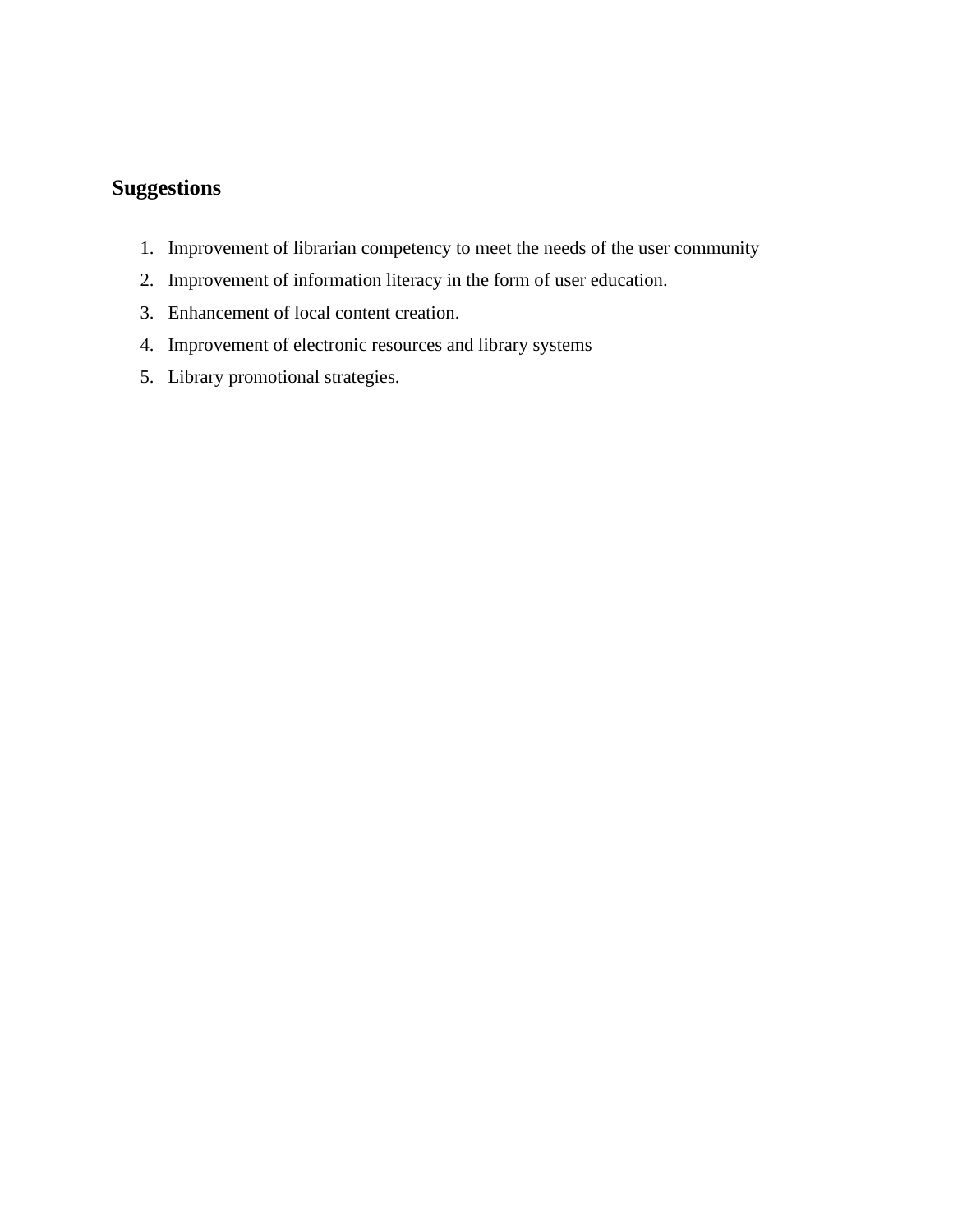## Suggestions

1. Improvement of librarian competency to meet the needs of the user community
2. Improvement of information literacy in the form of user education.
3. Enhancement of local content creation.
4. Improvement of electronic resources and library systems
5. Library promotional strategies.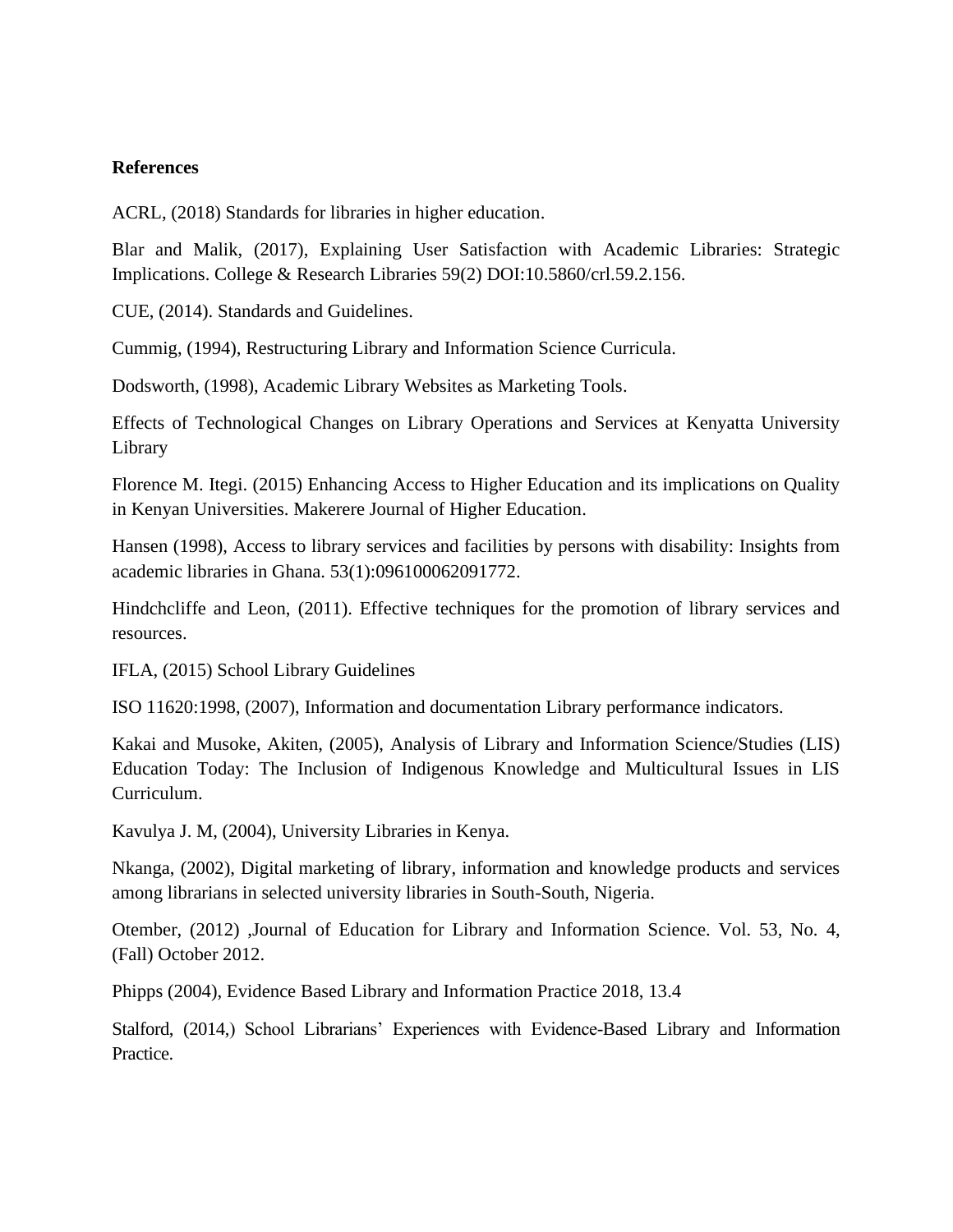**References**

ACRL, (2018) Standards for libraries in higher education.

Blar and Malik, (2017), Explaining User Satisfaction with Academic Libraries: Strategic Implications. College & Research Libraries 59(2) DOI:10.5860/crl.59.2.156.

CUE, (2014). Standards and Guidelines.

Cummig, (1994), Restructuring Library and Information Science Curricula.

Dodsworth, (1998), Academic Library Websites as Marketing Tools.

Effects of Technological Changes on Library Operations and Services at Kenyatta University Library

Florence M. Itegi. (2015) Enhancing Access to Higher Education and its implications on Quality in Kenyan Universities. Makerere Journal of Higher Education.

Hansen (1998), Access to library services and facilities by persons with disability: Insights from academic libraries in Ghana. 53(1):096100062091772.

Hindchcliffe and Leon, (2011). Effective techniques for the promotion of library services and resources.

IFLA, (2015) School Library Guidelines

ISO 11620:1998, (2007), Information and documentation Library performance indicators.

Kakai and Musoke, Akiten, (2005), Analysis of Library and Information Science/Studies (LIS) Education Today: The Inclusion of Indigenous Knowledge and Multicultural Issues in LIS Curriculum.

Kavulya J. M, (2004), University Libraries in Kenya.

Nkanga, (2002), Digital marketing of library, information and knowledge products and services among librarians in selected university libraries in South-South, Nigeria.

Otember, (2012) ,Journal of Education for Library and Information Science. Vol. 53, No. 4, (Fall) October 2012.

Phipps (2004), Evidence Based Library and Information Practice 2018, 13.4

Stalford, (2014,) School Librarians' Experiences with Evidence-Based Library and Information Practice.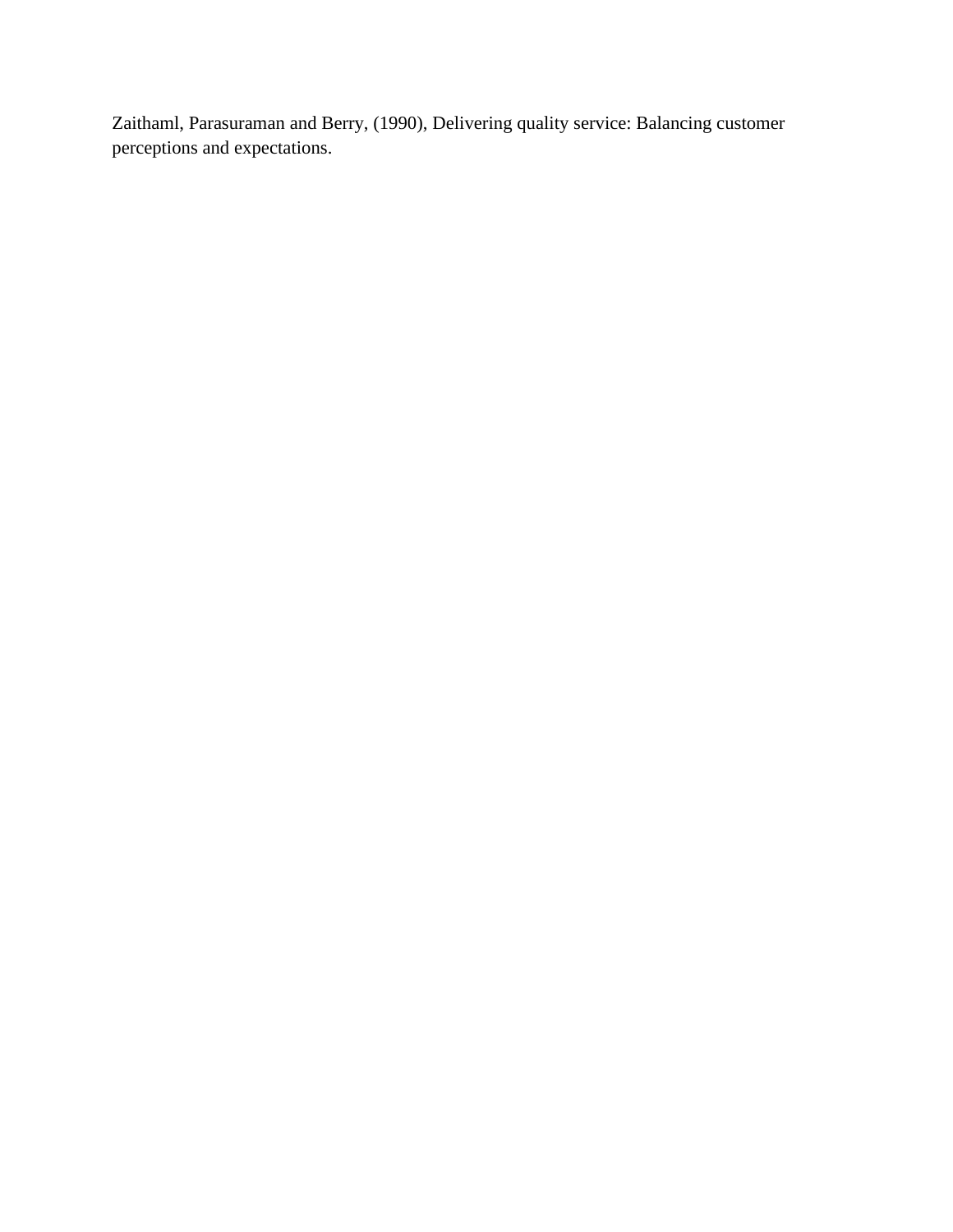Zaithaml, Parasuraman and Berry, (1990), Delivering quality service: Balancing customer perceptions and expectations.